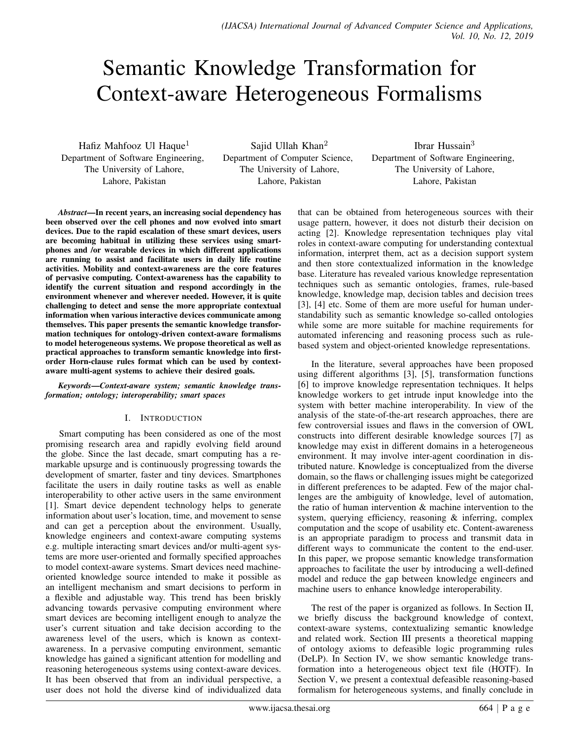# Semantic Knowledge Transformation for Context-aware Heterogeneous Formalisms

Hafiz Mahfooz Ul Haque[1]
Department of Software Engineering,
The University of Lahore,
Lahore, Pakistan

Sajid Ullah Khan[2]
Department of Computer Science,
The University of Lahore,
Lahore, Pakistan

Ibrar Hussain[3]
Department of Software Engineering,
The University of Lahore,
Lahore, Pakistan

***Abstract*—In recent years, an increasing social dependency has been observed over the cell phones and now evolved into smart devices. Due to the rapid escalation of these smart devices, users are becoming habitual in utilizing these services using smartphones and /or wearable devices in which different applications are running to assist and facilitate users in daily life routine activities. Mobility and context-awareness are the core features of pervasive computing. Context-awareness has the capability to identify the current situation and respond accordingly in the environment whenever and wherever needed. However, it is quite challenging to detect and sense the more appropriate contextual information when various interactive devices communicate among themselves. This paper presents the semantic knowledge transformation techniques for ontology-driven context-aware formalisms to model heterogeneous systems. We propose theoretical as well as practical approaches to transform semantic knowledge into first-order Horn-clause rules format which can be used by context-aware multi-agent systems to achieve their desired goals.**

***Keywords*—*Context-aware system; semantic knowledge transformation; ontology; interoperability; smart spaces***

## I. Introduction

Smart computing has been considered as one of the most promising research area and rapidly evolving field around the globe. Since the last decade, smart computing has a remarkable upsurge and is continuously progressing towards the development of smarter, faster and tiny devices. Smartphones facilitate the users in daily routine tasks as well as enable interoperability to other active users in the same environment [1]. Smart device dependent technology helps to generate information about user's location, time, and movement to sense and can get a perception about the environment. Usually, knowledge engineers and context-aware computing systems e.g. multiple interacting smart devices and/or multi-agent systems are more user-oriented and formally specified approaches to model context-aware systems. Smart devices need machine-oriented knowledge source intended to make it possible as an intelligent mechanism and smart decisions to perform in a flexible and adjustable way. This trend has been briskly advancing towards pervasive computing environment where smart devices are becoming intelligent enough to analyze the user's current situation and take decision according to the awareness level of the users, which is known as context-awareness. In a pervasive computing environment, semantic knowledge has gained a significant attention for modelling and reasoning heterogeneous systems using context-aware devices. It has been observed that from an individual perspective, a user does not hold the diverse kind of individualized data that can be obtained from heterogeneous sources with their usage pattern, however, it does not disturb their decision on acting [2]. Knowledge representation techniques play vital roles in context-aware computing for understanding contextual information, interpret them, act as a decision support system and then store contextualized information in the knowledge base. Literature has revealed various knowledge representation techniques such as semantic ontologies, frames, rule-based knowledge, knowledge map, decision tables and decision trees [3], [4] etc. Some of them are more useful for human understandability such as semantic knowledge so-called ontologies while some are more suitable for machine requirements for automated inferencing and reasoning process such as rule-based system and object-oriented knowledge representations.

In the literature, several approaches have been proposed using different algorithms [3], [5], transformation functions [6] to improve knowledge representation techniques. It helps knowledge workers to get intrude input knowledge into the system with better machine interoperability. In view of the analysis of the state-of-the-art research approaches, there are few controversial issues and flaws in the conversion of OWL constructs into different desirable knowledge sources [7] as knowledge may exist in different domains in a heterogeneous environment. It may involve inter-agent coordination in distributed nature. Knowledge is conceptualized from the diverse domain, so the flaws or challenging issues might be categorized in different preferences to be adapted. Few of the major challenges are the ambiguity of knowledge, level of automation, the ratio of human intervention & machine intervention to the system, querying efficiency, reasoning & inferring, complex computation and the scope of usability etc. Content-awareness is an appropriate paradigm to process and transmit data in different ways to communicate the content to the end-user. In this paper, we propose semantic knowledge transformation approaches to facilitate the user by introducing a well-defined model and reduce the gap between knowledge engineers and machine users to enhance knowledge interoperability.

The rest of the paper is organized as follows. In Section II, we briefly discuss the background knowledge of context, context-aware systems, contextualizing semantic knowledge and related work. Section III presents a theoretical mapping of ontology axioms to defeasible logic programming rules (DeLP). In Section IV, we show semantic knowledge transformation into a heterogeneous object text file (HOTF). In Section V, we present a contextual defeasible reasoning-based formalism for heterogeneous systems, and finally conclude in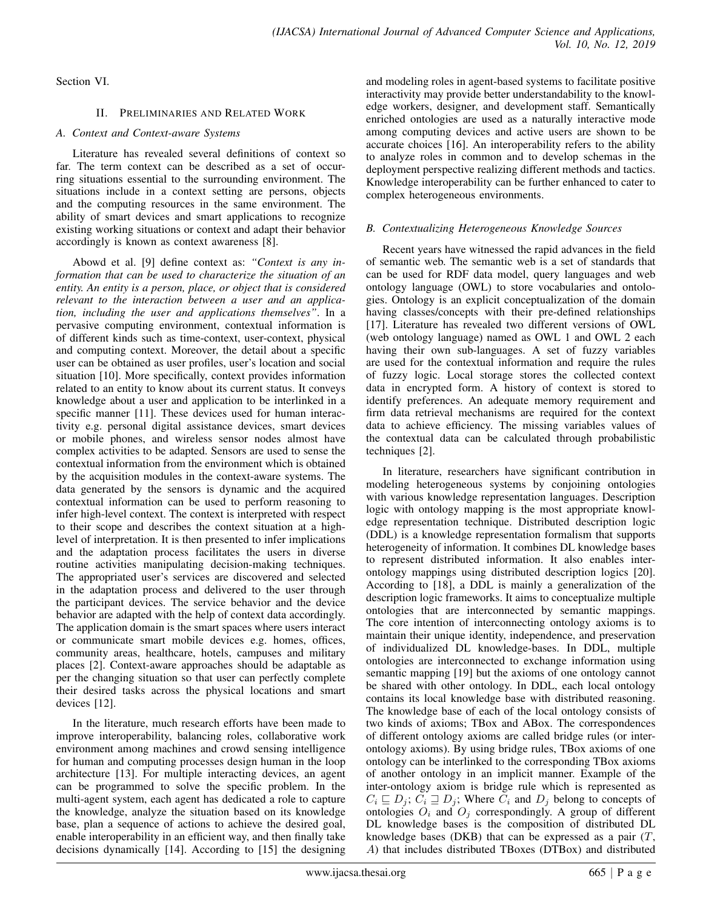Section VI.

## II. Preliminaries and Related Work

### A. Context and Context-aware Systems

Literature has revealed several definitions of context so far. The term context can be described as a set of occurring situations essential to the surrounding environment. The situations include in a context setting are persons, objects and the computing resources in the same environment. The ability of smart devices and smart applications to recognize existing working situations or context and adapt their behavior accordingly is known as context awareness [8].

Abowd et al. [9] define context as: *"Context is any information that can be used to characterize the situation of an entity. An entity is a person, place, or object that is considered relevant to the interaction between a user and an application, including the user and applications themselves"*. In a pervasive computing environment, contextual information is of different kinds such as time-context, user-context, physical and computing context. Moreover, the detail about a specific user can be obtained as user profiles, user's location and social situation [10]. More specifically, context provides information related to an entity to know about its current status. It conveys knowledge about a user and application to be interlinked in a specific manner [11]. These devices used for human interactivity e.g. personal digital assistance devices, smart devices or mobile phones, and wireless sensor nodes almost have complex activities to be adapted. Sensors are used to sense the contextual information from the environment which is obtained by the acquisition modules in the context-aware systems. The data generated by the sensors is dynamic and the acquired contextual information can be used to perform reasoning to infer high-level context. The context is interpreted with respect to their scope and describes the context situation at a high-level of interpretation. It is then presented to infer implications and the adaptation process facilitates the users in diverse routine activities manipulating decision-making techniques. The appropriated user's services are discovered and selected in the adaptation process and delivered to the user through the participant devices. The service behavior and the device behavior are adapted with the help of context data accordingly. The application domain is the smart spaces where users interact or communicate smart mobile devices e.g. homes, offices, community areas, healthcare, hotels, campuses and military places [2]. Context-aware approaches should be adaptable as per the changing situation so that user can perfectly complete their desired tasks across the physical locations and smart devices [12].

In the literature, much research efforts have been made to improve interoperability, balancing roles, collaborative work environment among machines and crowd sensing intelligence for human and computing processes design human in the loop architecture [13]. For multiple interacting devices, an agent can be programmed to solve the specific problem. In the multi-agent system, each agent has dedicated a role to capture the knowledge, analyze the situation based on its knowledge base, plan a sequence of actions to achieve the desired goal, enable interoperability in an efficient way, and then finally take decisions dynamically [14]. According to [15] the designing and modeling roles in agent-based systems to facilitate positive interactivity may provide better understandability to the knowledge workers, designer, and development staff. Semantically enriched ontologies are used as a naturally interactive mode among computing devices and active users are shown to be accurate choices [16]. An interoperability refers to the ability to analyze roles in common and to develop schemas in the deployment perspective realizing different methods and tactics. Knowledge interoperability can be further enhanced to cater to complex heterogeneous environments.

### B. Contextualizing Heterogeneous Knowledge Sources

Recent years have witnessed the rapid advances in the field of semantic web. The semantic web is a set of standards that can be used for RDF data model, query languages and web ontology language (OWL) to store vocabularies and ontologies. Ontology is an explicit conceptualization of the domain having classes/concepts with their pre-defined relationships [17]. Literature has revealed two different versions of OWL (web ontology language) named as OWL 1 and OWL 2 each having their own sub-languages. A set of fuzzy variables are used for the contextual information and require the rules of fuzzy logic. Local storage stores the collected context data in encrypted form. A history of context is stored to identify preferences. An adequate memory requirement and firm data retrieval mechanisms are required for the context data to achieve efficiency. The missing variables values of the contextual data can be calculated through probabilistic techniques [2].

In literature, researchers have significant contribution in modeling heterogeneous systems by conjoining ontologies with various knowledge representation languages. Description logic with ontology mapping is the most appropriate knowledge representation technique. Distributed description logic (DDL) is a knowledge representation formalism that supports heterogeneity of information. It combines DL knowledge bases to represent distributed information. It also enables inter-ontology mappings using distributed description logics [20]. According to [18], a DDL is mainly a generalization of the description logic frameworks. It aims to conceptualize multiple ontologies that are interconnected by semantic mappings. The core intention of interconnecting ontology axioms is to maintain their unique identity, independence, and preservation of individualized DL knowledge-bases. In DDL, multiple ontologies are interconnected to exchange information using semantic mapping [19] but the axioms of one ontology cannot be shared with other ontology. In DDL, each local ontology contains its local knowledge base with distributed reasoning. The knowledge base of each of the local ontology consists of two kinds of axioms; TBox and ABox. The correspondences of different ontology axioms are called bridge rules (or inter-ontology axioms). By using bridge rules, TBox axioms of one ontology can be interlinked to the corresponding TBox axioms of another ontology in an implicit manner. Example of the inter-ontology axiom is bridge rule which is represented as $C_i \sqsubseteq D_j$; $C_i \sqsupseteq D_j$; Where $C_i$ and $D_j$ belong to concepts of ontologies $O_i$ and $O_j$ correspondingly. A group of different DL knowledge bases is the composition of distributed DL knowledge bases (DKB) that can be expressed as a pair ($T$, $A$) that includes distributed TBoxes (DTBox) and distributed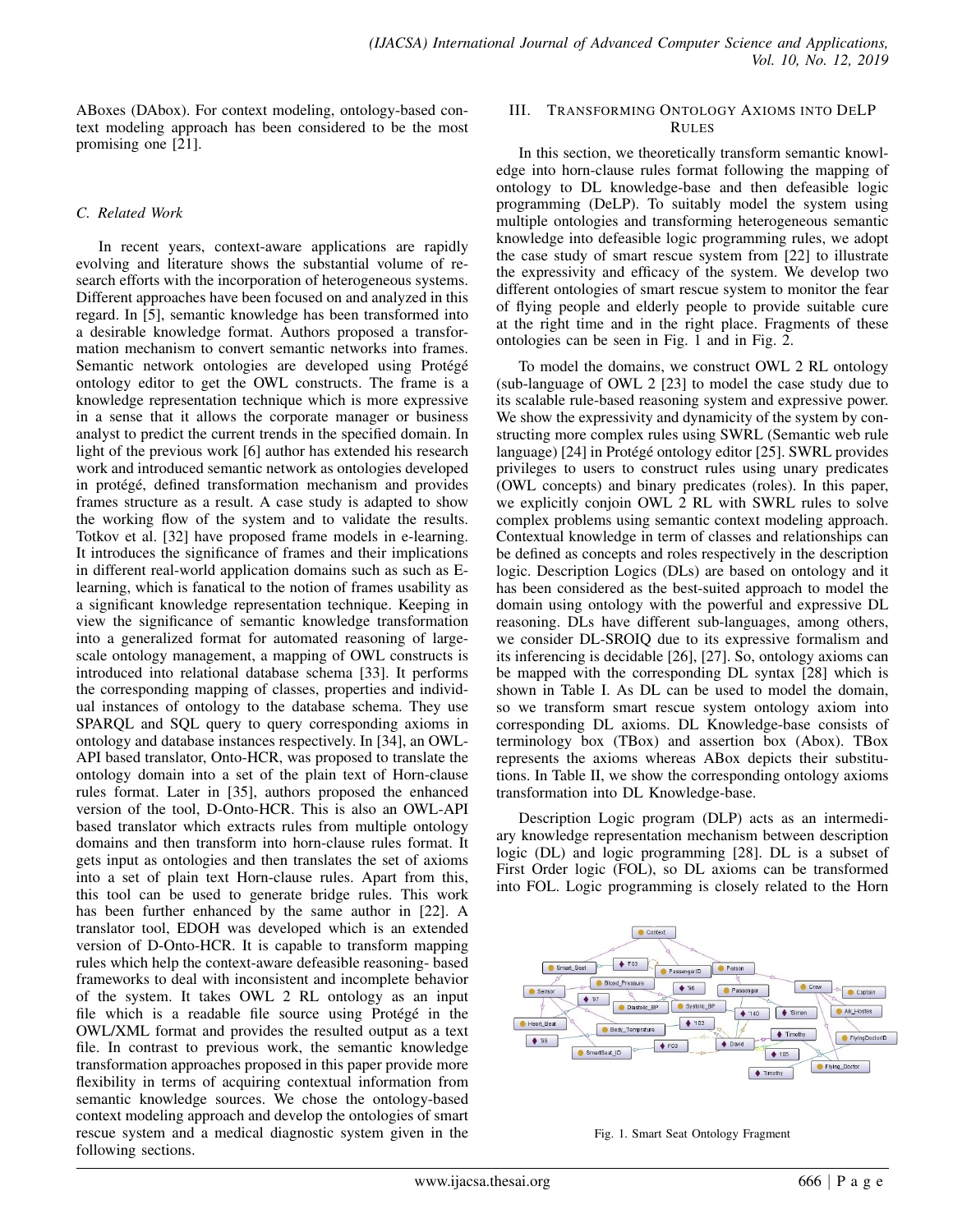ABoxes (DAbox). For context modeling, ontology-based context modeling approach has been considered to be the most promising one [21].

### C. Related Work

In recent years, context-aware applications are rapidly evolving and literature shows the substantial volume of research efforts with the incorporation of heterogeneous systems. Different approaches have been focused on and analyzed in this regard. In [5], semantic knowledge has been transformed into a desirable knowledge format. Authors proposed a transformation mechanism to convert semantic networks into frames. Semantic network ontologies are developed using Protégé ontology editor to get the OWL constructs. The frame is a knowledge representation technique which is more expressive in a sense that it allows the corporate manager or business analyst to predict the current trends in the specified domain. In light of the previous work [6] author has extended his research work and introduced semantic network as ontologies developed in protégé, defined transformation mechanism and provides frames structure as a result. A case study is adapted to show the working flow of the system and to validate the results. Totkov et al. [32] have proposed frame models in e-learning. It introduces the significance of frames and their implications in different real-world application domains such as such as E-learning, which is fanatical to the notion of frames usability as a significant knowledge representation technique. Keeping in view the significance of semantic knowledge transformation into a generalized format for automated reasoning of large-scale ontology management, a mapping of OWL constructs is introduced into relational database schema [33]. It performs the corresponding mapping of classes, properties and individual instances of ontology to the database schema. They use SPARQL and SQL query to query corresponding axioms in ontology and database instances respectively. In [34], an OWL-API based translator, Onto-HCR, was proposed to translate the ontology domain into a set of the plain text of Horn-clause rules format. Later in [35], authors proposed the enhanced version of the tool, D-Onto-HCR. This is also an OWL-API based translator which extracts rules from multiple ontology domains and then transform into horn-clause rules format. It gets input as ontologies and then translates the set of axioms into a set of plain text Horn-clause rules. Apart from this, this tool can be used to generate bridge rules. This work has been further enhanced by the same author in [22]. A translator tool, EDOH was developed which is an extended version of D-Onto-HCR. It is capable to transform mapping rules which help the context-aware defeasible reasoning- based frameworks to deal with inconsistent and incomplete behavior of the system. It takes OWL 2 RL ontology as an input file which is a readable file source using Protégé in the OWL/XML format and provides the resulted output as a text file. In contrast to previous work, the semantic knowledge transformation approaches proposed in this paper provide more flexibility in terms of acquiring contextual information from semantic knowledge sources. We chose the ontology-based context modeling approach and develop the ontologies of smart rescue system and a medical diagnostic system given in the following sections.

## III. Transforming Ontology Axioms into DeLP Rules

In this section, we theoretically transform semantic knowledge into horn-clause rules format following the mapping of ontology to DL knowledge-base and then defeasible logic programming (DeLP). To suitably model the system using multiple ontologies and transforming heterogeneous semantic knowledge into defeasible logic programming rules, we adopt the case study of smart rescue system from [22] to illustrate the expressivity and efficacy of the system. We develop two different ontologies of smart rescue system to monitor the fear of flying people and elderly people to provide suitable cure at the right time and in the right place. Fragments of these ontologies can be seen in Fig. 1 and in Fig. 2.

To model the domains, we construct OWL 2 RL ontology (sub-language of OWL 2 [23] to model the case study due to its scalable rule-based reasoning system and expressive power. We show the expressivity and dynamicity of the system by constructing more complex rules using SWRL (Semantic web rule language) [24] in Protégé ontology editor [25]. SWRL provides privileges to users to construct rules using unary predicates (OWL concepts) and binary predicates (roles). In this paper, we explicitly conjoin OWL 2 RL with SWRL rules to solve complex problems using semantic context modeling approach. Contextual knowledge in term of classes and relationships can be defined as concepts and roles respectively in the description logic. Description Logics (DLs) are based on ontology and it has been considered as the best-suited approach to model the domain using ontology with the powerful and expressive DL reasoning. DLs have different sub-languages, among others, we consider DL-SROIQ due to its expressive formalism and its inferencing is decidable [26], [27]. So, ontology axioms can be mapped with the corresponding DL syntax [28] which is shown in Table I. As DL can be used to model the domain, so we transform smart rescue system ontology axiom into corresponding DL axioms. DL Knowledge-base consists of terminology box (TBox) and assertion box (Abox). TBox represents the axioms whereas ABox depicts their substitutions. In Table II, we show the corresponding ontology axioms transformation into DL Knowledge-base.

Description Logic program (DLP) acts as an intermediary knowledge representation mechanism between description logic (DL) and logic programming [28]. DL is a subset of First Order logic (FOL), so DL axioms can be transformed into FOL. Logic programming is closely related to the Horn

Fig. 1. Smart Seat Ontology Fragment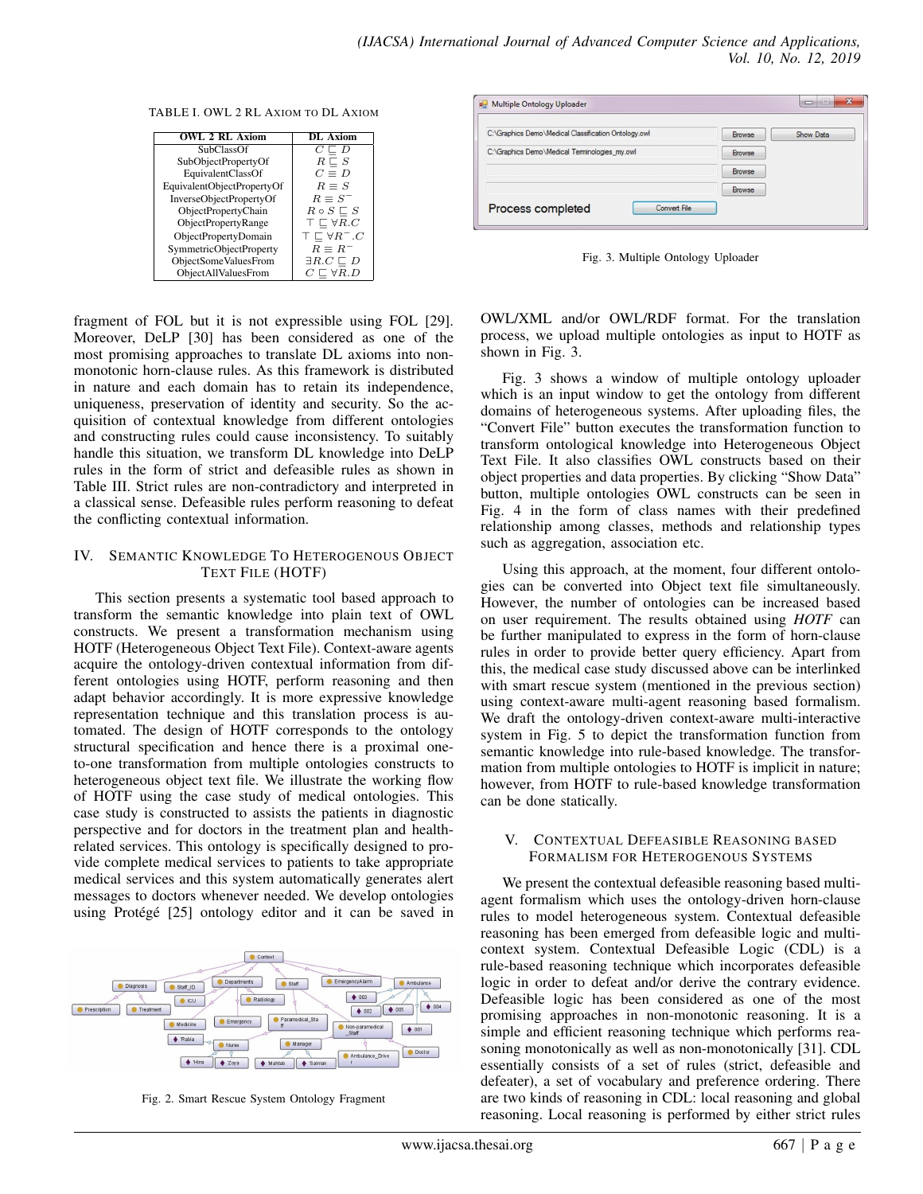TABLE I. OWL 2 RL AXIOM TO DL AXIOM

| OWL 2 RL Axiom | DL Axiom |
|---|---|
| SubClassOf | $C \sqsubseteq D$ |
| SubObjectPropertyOf | $R \sqsubseteq S$ |
| EquivalentClassOf | $C \equiv D$ |
| EquivalentObjectPropertyOf | $R \equiv S$ |
| InverseObjectPropertyOf | $R \equiv S^{-}$ |
| ObjectPropertyChain | $R \circ S \sqsubseteq S$ |
| ObjectPropertyRange | $\top \sqsubseteq \forall R.C$ |
| ObjectPropertyDomain | $\top \sqsubseteq \forall R^{-}.C$ |
| SymmetricObjectProperty | $R \equiv R^{-}$ |
| ObjectSomeValuesFrom | $\exists R.C \sqsubseteq D$ |
| ObjectAllValuesFrom | $C \sqsubseteq \forall R.D$ |

fragment of FOL but it is not expressible using FOL [29]. Moreover, DeLP [30] has been considered as one of the most promising approaches to translate DL axioms into non-monotonic horn-clause rules. As this framework is distributed in nature and each domain has to retain its independence, uniqueness, preservation of identity and security. So the acquisition of contextual knowledge from different ontologies and constructing rules could cause inconsistency. To suitably handle this situation, we transform DL knowledge into DeLP rules in the form of strict and defeasible rules as shown in Table III. Strict rules are non-contradictory and interpreted in a classical sense. Defeasible rules perform reasoning to defeat the conflicting contextual information.

## IV. SEMANTIC KNOWLEDGE TO HETEROGENOUS OBJECT TEXT FILE (HOTF)

This section presents a systematic tool based approach to transform the semantic knowledge into plain text of OWL constructs. We present a transformation mechanism using HOTF (Heterogeneous Object Text File). Context-aware agents acquire the ontology-driven contextual information from different ontologies using HOTF, perform reasoning and then adapt behavior accordingly. It is more expressive knowledge representation technique and this translation process is automated. The design of HOTF corresponds to the ontology structural specification and hence there is a proximal one-to-one transformation from multiple ontologies constructs to heterogeneous object text file. We illustrate the working flow of HOTF using the case study of medical ontologies. This case study is constructed to assists the patients in diagnostic perspective and for doctors in the treatment plan and health-related services. This ontology is specifically designed to provide complete medical services to patients to take appropriate medical services and this system automatically generates alert messages to doctors whenever needed. We develop ontologies using Protégé [25] ontology editor and it can be saved in

Fig. 2. Smart Rescue System Ontology Fragment

OWL/XML and/or OWL/RDF format. For the translation process, we upload multiple ontologies as input to HOTF as shown in Fig. 3.

Fig. 3. Multiple Ontology Uploader

Fig. 3 shows a window of multiple ontology uploader which is an input window to get the ontology from different domains of heterogeneous systems. After uploading files, the "Convert File" button executes the transformation function to transform ontological knowledge into Heterogeneous Object Text File. It also classifies OWL constructs based on their object properties and data properties. By clicking "Show Data" button, multiple ontologies OWL constructs can be seen in Fig. 4 in the form of class names with their predefined relationship among classes, methods and relationship types such as aggregation, association etc.

Using this approach, at the moment, four different ontologies can be converted into Object text file simultaneously. However, the number of ontologies can be increased based on user requirement. The results obtained using *HOTF* can be further manipulated to express in the form of horn-clause rules in order to provide better query efficiency. Apart from this, the medical case study discussed above can be interlinked with smart rescue system (mentioned in the previous section) using context-aware multi-agent reasoning based formalism. We draft the ontology-driven context-aware multi-interactive system in Fig. 5 to depict the transformation function from semantic knowledge into rule-based knowledge. The transformation from multiple ontologies to HOTF is implicit in nature; however, from HOTF to rule-based knowledge transformation can be done statically.

## V. CONTEXTUAL DEFEASIBLE REASONING BASED FORMALISM FOR HETEROGENOUS SYSTEMS

We present the contextual defeasible reasoning based multi-agent formalism which uses the ontology-driven horn-clause rules to model heterogeneous system. Contextual defeasible reasoning has been emerged from defeasible logic and multi-context system. Contextual Defeasible Logic (CDL) is a rule-based reasoning technique which incorporates defeasible logic in order to defeat and/or derive the contrary evidence. Defeasible logic has been considered as one of the most promising approaches in non-monotonic reasoning. It is a simple and efficient reasoning technique which performs reasoning monotonically as well as non-monotonically [31]. CDL essentially consists of a set of rules (strict, defeasible and defeater), a set of vocabulary and preference ordering. There are two kinds of reasoning in CDL: local reasoning and global reasoning. Local reasoning is performed by either strict rules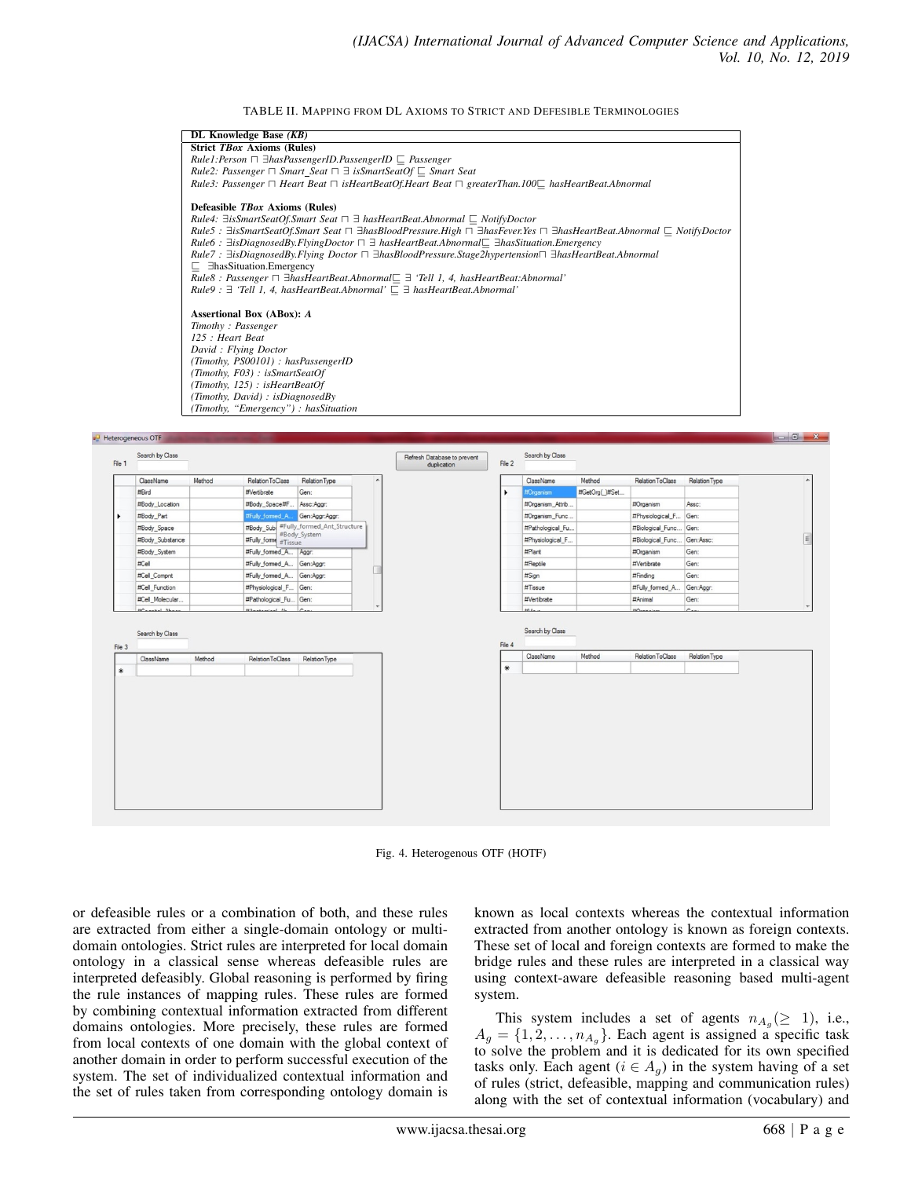TABLE II. Mapping from DL Axioms to Strict and Defesible Terminologies

**DL Knowledge Base** *(KB)*

**Strict** ***TBox*** **Axioms (Rules)**

*Rule1:Person* $\sqcap$ *∃hasPassengerID.PassengerID* $\sqsubseteq$ *Passenger*
*Rule2: Passenger* $\sqcap$ *Smart_Seat* $\sqcap$ *∃ isSmartSeatOf* $\sqsubseteq$ *Smart Seat*
*Rule3: Passenger* $\sqcap$ *Heart Beat* $\sqcap$ *isHeartBeatOf.Heart Beat* $\sqcap$ *greaterThan.100* $\sqsubseteq$ *hasHeartBeat.Abnormal*

**Defeasible** ***TBox*** **Axioms (Rules)**

*Rule4: ∃isSmartSeatOf.Smart Seat* $\sqcap$ *∃ hasHeartBeat.Abnormal* $\sqsubseteq$ *NotifyDoctor*
*Rule5 : ∃isSmartSeatOf.Smart Seat* $\sqcap$ *∃hasBloodPressure.High* $\sqcap$ *∃hasFever.Yes* $\sqcap$ *∃hasHeartBeat.Abnormal* $\sqsubseteq$ *NotifyDoctor*
*Rule6 : ∃isDiagnosedBy.FlyingDoctor* $\sqcap$ *∃ hasHeartBeat.Abnormal* $\sqsubseteq$ *∃hasSituation.Emergency*
*Rule7 : ∃isDiagnosedBy.Flying Doctor* $\sqcap$ *∃hasBloodPressure.Stage2hypertension* $\sqcap$ *∃hasHeartBeat.Abnormal*
$\sqsubseteq$ ∃hasSituation.Emergency
*Rule8 : Passenger* $\sqcap$ *∃hasHeartBeat.Abnormal* $\sqsubseteq$ *∃ 'Tell 1, 4, hasHeartBeat:Abnormal'*
*Rule9 : ∃ 'Tell 1, 4, hasHeartBeat.Abnormal'* $\sqsubseteq$ *∃ hasHeartBeat.Abnormal'*

**Assertional Box (ABox):** ***A***

*Timothy : Passenger*
*125 : Heart Beat*
*David : Flying Doctor*
*(Timothy, PS00101) : hasPassengerID*
*(Timothy, F03) : isSmartSeatOf*
*(Timothy, 125) : isHeartBeatOf*
*(Timothy, David) : isDiagnosedBy*
*(Timothy, "Emergency") : hasSituation*

Fig. 4. Heterogenous OTF (HOTF)

or defeasible rules or a combination of both, and these rules are extracted from either a single-domain ontology or multi-domain ontologies. Strict rules are interpreted for local domain ontology in a classical sense whereas defeasible rules are interpreted defeasibly. Global reasoning is performed by firing the rule instances of mapping rules. These rules are formed by combining contextual information extracted from different domains ontologies. More precisely, these rules are formed from local contexts of one domain with the global context of another domain in order to perform successful execution of the system. The set of individualized contextual information and the set of rules taken from corresponding ontology domain is known as local contexts whereas the contextual information extracted from another ontology is known as foreign contexts. These set of local and foreign contexts are formed to make the bridge rules and these rules are interpreted in a classical way using context-aware defeasible reasoning based multi-agent system.

This system includes a set of agents $n_{A_g} (\geq 1)$, i.e., $A_g = \{1, 2, \ldots, n_{A_g}\}$. Each agent is assigned a specific task to solve the problem and it is dedicated for its own specified tasks only. Each agent ($i \in A_g$) in the system having of a set of rules (strict, defeasible, mapping and communication rules) along with the set of contextual information (vocabulary) and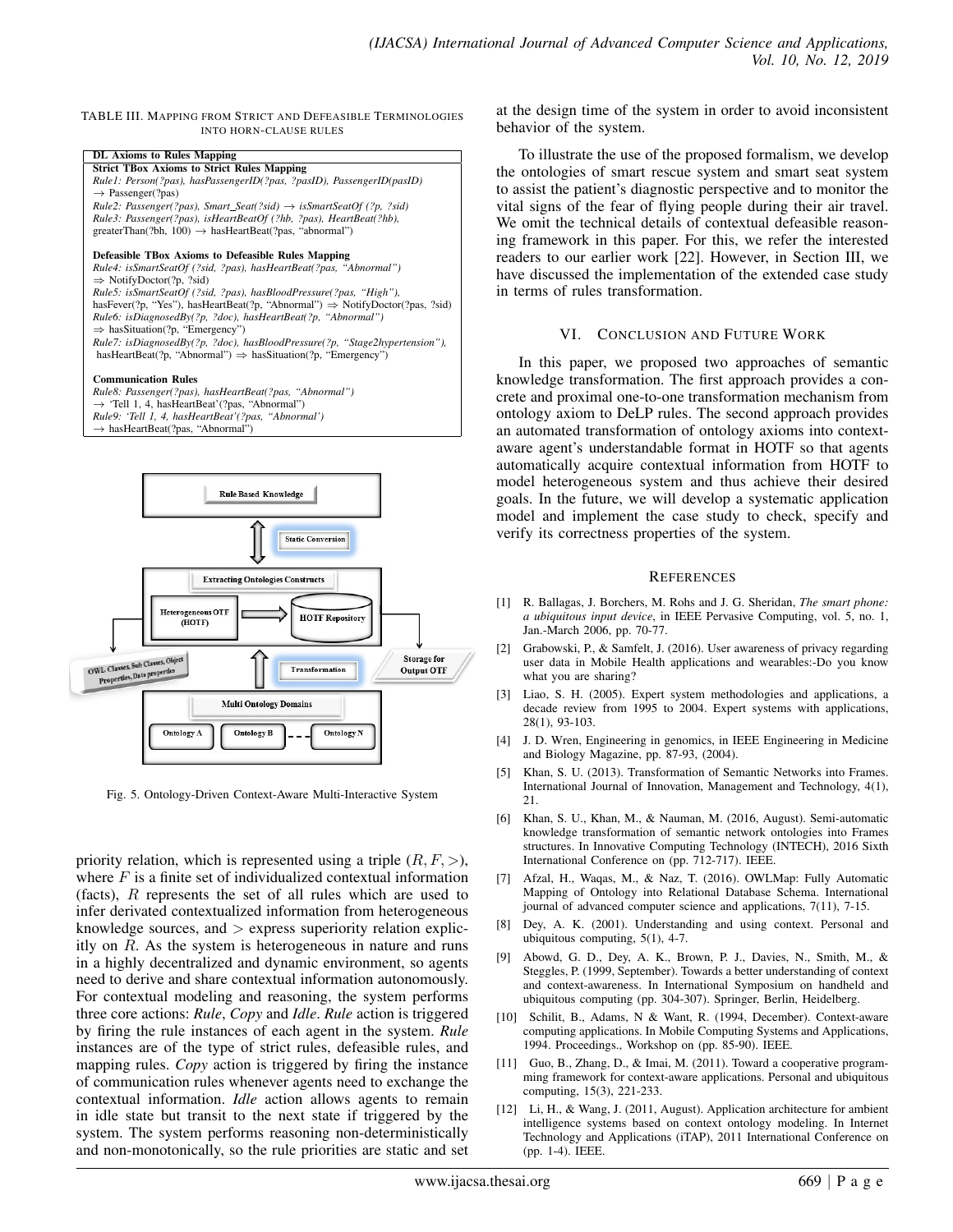TABLE III. MAPPING FROM STRICT AND DEFEASIBLE TERMINOLOGIES INTO HORN-CLAUSE RULES

| DL Axioms to Rules Mapping |
|---|
| **Strict TBox Axioms to Strict Rules Mapping** |
| *Rule1: Person(?pas), hasPassengerID(?pas, ?pasID), PassengerID(pasID)* → Passenger(?pas) |
| *Rule2: Passenger(?pas), Smart_Seat(?sid) → isSmartSeatOf (?p, ?sid)* |
| *Rule3: Passenger(?pas), isHeartBeatOf (?hb, ?pas), HeartBeat(?hb),* greaterThan(?bh, 100) → hasHeartBeat(?pas, "abnormal") |
| **Defeasible TBox Axioms to Defeasible Rules Mapping** |
| *Rule4: isSmartSeatOf (?sid, ?pas), hasHeartBeat(?pas, "Abnormal")* ⇒ NotifyDoctor(?p, ?sid) |
| *Rule5: isSmartSeatOf (?sid, ?pas), hasBloodPressure(?pas, "High"),* hasFever(?p, "Yes"), hasHeartBeat(?p, "Abnormal") ⇒ NotifyDoctor(?pas, ?sid) |
| *Rule6: isDiagnosedBy(?p, ?doc), hasHeartBeat(?p, "Abnormal")* ⇒ hasSituation(?p, "Emergency") |
| *Rule7: isDiagnosedBy(?p, ?doc), hasBloodPressure(?p, "Stage2hypertension"),* hasHeartBeat(?p, "Abnormal") ⇒ hasSituation(?p, "Emergency") |
| **Communication Rules** |
| *Rule8: Passenger(?pas), hasHeartBeat(?pas, "Abnormal")* → 'Tell 1, 4, hasHeartBeat'(?pas, "Abnormal") |
| *Rule9: 'Tell 1, 4, hasHeartBeat'(?pas, "Abnormal')* → hasHeartBeat(?pas, "Abnormal") |

Fig. 5. Ontology-Driven Context-Aware Multi-Interactive System

priority relation, which is represented using a triple $(R, F, >)$, where $F$ is a finite set of individualized contextual information (facts), $R$ represents the set of all rules which are used to infer derivated contextualized information from heterogeneous knowledge sources, and $>$ express superiority relation explicitly on $R$. As the system is heterogeneous in nature and runs in a highly decentralized and dynamic environment, so agents need to derive and share contextual information autonomously. For contextual modeling and reasoning, the system performs three core actions: *Rule*, *Copy* and *Idle*. *Rule* action is triggered by firing the rule instances of each agent in the system. *Rule* instances are of the type of strict rules, defeasible rules, and mapping rules. *Copy* action is triggered by firing the instance of communication rules whenever agents need to exchange the contextual information. *Idle* action allows agents to remain in idle state but transit to the next state if triggered by the system. The system performs reasoning non-deterministically and non-monotonically, so the rule priorities are static and set at the design time of the system in order to avoid inconsistent behavior of the system.

To illustrate the use of the proposed formalism, we develop the ontologies of smart rescue system and smart seat system to assist the patient's diagnostic perspective and to monitor the vital signs of the fear of flying people during their air travel. We omit the technical details of contextual defeasible reasoning framework in this paper. For this, we refer the interested readers to our earlier work [22]. However, in Section III, we have discussed the implementation of the extended case study in terms of rules transformation.

## VI. CONCLUSION AND FUTURE WORK

In this paper, we proposed two approaches of semantic knowledge transformation. The first approach provides a concrete and proximal one-to-one transformation mechanism from ontology axiom to DeLP rules. The second approach provides an automated transformation of ontology axioms into context-aware agent's understandable format in HOTF so that agents automatically acquire contextual information from HOTF to model heterogeneous system and thus achieve their desired goals. In the future, we will develop a systematic application model and implement the case study to check, specify and verify its correctness properties of the system.

## REFERENCES

[1] R. Ballagas, J. Borchers, M. Rohs and J. G. Sheridan, *The smart phone: a ubiquitous input device*, in IEEE Pervasive Computing, vol. 5, no. 1, Jan.-March 2006, pp. 70-77.

[2] Grabowski, P., & Samfelt, J. (2016). User awareness of privacy regarding user data in Mobile Health applications and wearables:-Do you know what you are sharing?

[3] Liao, S. H. (2005). Expert system methodologies and applications, a decade review from 1995 to 2004. Expert systems with applications, 28(1), 93-103.

[4] J. D. Wren, Engineering in genomics, in IEEE Engineering in Medicine and Biology Magazine, pp. 87-93, (2004).

[5] Khan, S. U. (2013). Transformation of Semantic Networks into Frames. International Journal of Innovation, Management and Technology, 4(1), 21.

[6] Khan, S. U., Khan, M., & Nauman, M. (2016, August). Semi-automatic knowledge transformation of semantic network ontologies into Frames structures. In Innovative Computing Technology (INTECH), 2016 Sixth International Conference on (pp. 712-717). IEEE.

[7] Afzal, H., Waqas, M., & Naz, T. (2016). OWLMap: Fully Automatic Mapping of Ontology into Relational Database Schema. International journal of advanced computer science and applications, 7(11), 7-15.

[8] Dey, A. K. (2001). Understanding and using context. Personal and ubiquitous computing, 5(1), 4-7.

[9] Abowd, G. D., Dey, A. K., Brown, P. J., Davies, N., Smith, M., & Steggles, P. (1999, September). Towards a better understanding of context and context-awareness. In International Symposium on handheld and ubiquitous computing (pp. 304-307). Springer, Berlin, Heidelberg.

[10] Schilit, B., Adams, N & Want, R. (1994, December). Context-aware computing applications. In Mobile Computing Systems and Applications, 1994. Proceedings., Workshop on (pp. 85-90). IEEE.

[11] Guo, B., Zhang, D., & Imai, M. (2011). Toward a cooperative programming framework for context-aware applications. Personal and ubiquitous computing, 15(3), 221-233.

[12] Li, H., & Wang, J. (2011, August). Application architecture for ambient intelligence systems based on context ontology modeling. In Internet Technology and Applications (iTAP), 2011 International Conference on (pp. 1-4). IEEE.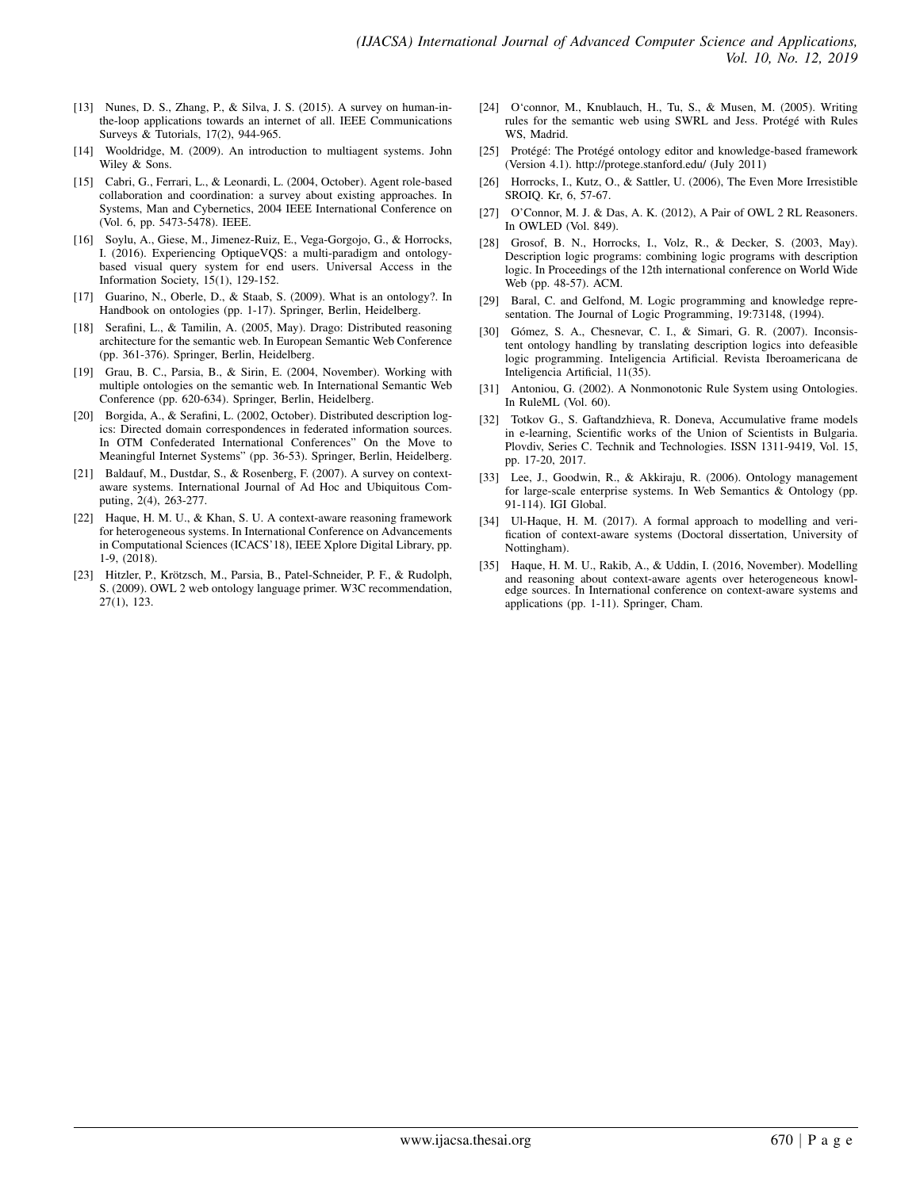[13] Nunes, D. S., Zhang, P., & Silva, J. S. (2015). A survey on human-in-the-loop applications towards an internet of all. IEEE Communications Surveys & Tutorials, 17(2), 944-965.

[14] Wooldridge, M. (2009). An introduction to multiagent systems. John Wiley & Sons.

[15] Cabri, G., Ferrari, L., & Leonardi, L. (2004, October). Agent role-based collaboration and coordination: a survey about existing approaches. In Systems, Man and Cybernetics, 2004 IEEE International Conference on (Vol. 6, pp. 5473-5478). IEEE.

[16] Soylu, A., Giese, M., Jimenez-Ruiz, E., Vega-Gorgojo, G., & Horrocks, I. (2016). Experiencing OptiqueVQS: a multi-paradigm and ontology-based visual query system for end users. Universal Access in the Information Society, 15(1), 129-152.

[17] Guarino, N., Oberle, D., & Staab, S. (2009). What is an ontology?. In Handbook on ontologies (pp. 1-17). Springer, Berlin, Heidelberg.

[18] Serafini, L., & Tamilin, A. (2005, May). Drago: Distributed reasoning architecture for the semantic web. In European Semantic Web Conference (pp. 361-376). Springer, Berlin, Heidelberg.

[19] Grau, B. C., Parsia, B., & Sirin, E. (2004, November). Working with multiple ontologies on the semantic web. In International Semantic Web Conference (pp. 620-634). Springer, Berlin, Heidelberg.

[20] Borgida, A., & Serafini, L. (2002, October). Distributed description logics: Directed domain correspondences in federated information sources. In OTM Confederated International Conferences" On the Move to Meaningful Internet Systems" (pp. 36-53). Springer, Berlin, Heidelberg.

[21] Baldauf, M., Dustdar, S., & Rosenberg, F. (2007). A survey on context-aware systems. International Journal of Ad Hoc and Ubiquitous Computing, 2(4), 263-277.

[22] Haque, H. M. U., & Khan, S. U. A context-aware reasoning framework for heterogeneous systems. In International Conference on Advancements in Computational Sciences (ICACS'18), IEEE Xplore Digital Library, pp. 1-9, (2018).

[23] Hitzler, P., Krötzsch, M., Parsia, B., Patel-Schneider, P. F., & Rudolph, S. (2009). OWL 2 web ontology language primer. W3C recommendation, 27(1), 123.

[24] O'connor, M., Knublauch, H., Tu, S., & Musen, M. (2005). Writing rules for the semantic web using SWRL and Jess. Protégé with Rules WS, Madrid.

[25] Protégé: The Protégé ontology editor and knowledge-based framework (Version 4.1). http://protege.stanford.edu/ (July 2011)

[26] Horrocks, I., Kutz, O., & Sattler, U. (2006), The Even More Irresistible SROIQ. Kr, 6, 57-67.

[27] O'Connor, M. J. & Das, A. K. (2012), A Pair of OWL 2 RL Reasoners. In OWLED (Vol. 849).

[28] Grosof, B. N., Horrocks, I., Volz, R., & Decker, S. (2003, May). Description logic programs: combining logic programs with description logic. In Proceedings of the 12th international conference on World Wide Web (pp. 48-57). ACM.

[29] Baral, C. and Gelfond, M. Logic programming and knowledge representation. The Journal of Logic Programming, 19:73148, (1994).

[30] Gómez, S. A., Chesnevar, C. I., & Simari, G. R. (2007). Inconsistent ontology handling by translating description logics into defeasible logic programming. Inteligencia Artificial. Revista Iberoamericana de Inteligencia Artificial, 11(35).

[31] Antoniou, G. (2002). A Nonmonotonic Rule System using Ontologies. In RuleML (Vol. 60).

[32] Totkov G., S. Gaftandzhieva, R. Doneva, Accumulative frame models in e-learning, Scientific works of the Union of Scientists in Bulgaria. Plovdiv, Series C. Technik and Technologies. ISSN 1311-9419, Vol. 15, pp. 17-20, 2017.

[33] Lee, J., Goodwin, R., & Akkiraju, R. (2006). Ontology management for large-scale enterprise systems. In Web Semantics & Ontology (pp. 91-114). IGI Global.

[34] Ul-Haque, H. M. (2017). A formal approach to modelling and verification of context-aware systems (Doctoral dissertation, University of Nottingham).

[35] Haque, H. M. U., Rakib, A., & Uddin, I. (2016, November). Modelling and reasoning about context-aware agents over heterogeneous knowledge sources. In International conference on context-aware systems and applications (pp. 1-11). Springer, Cham.